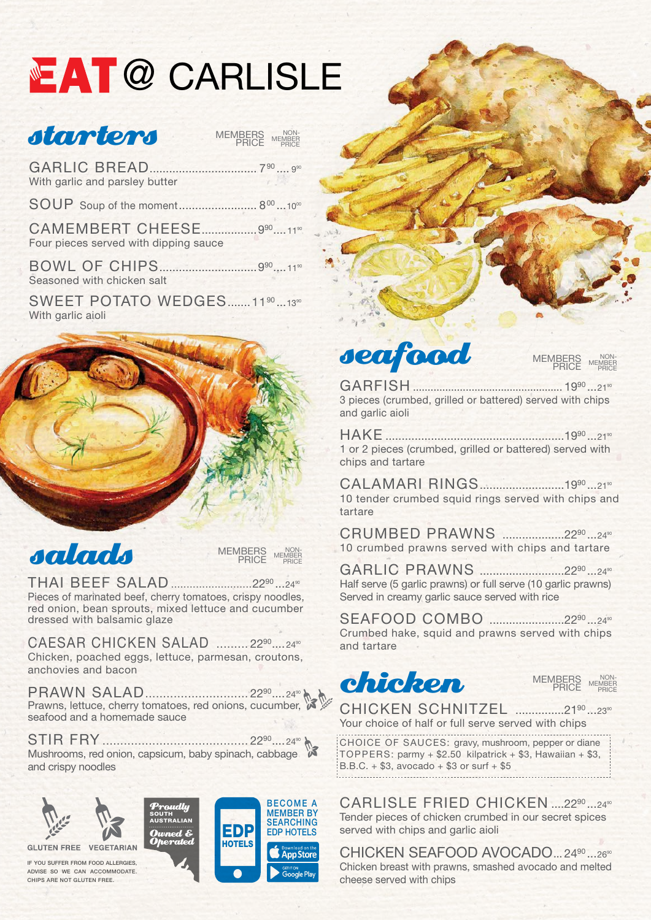# EAT @ CARLISLE

## starters

MEMBERS PRICE | NON-MEMBER PRICE

**GARLIC BREAD** ................ 7.90 .... 9.90
With garlic and parsley butter

**SOUP** Soup of the moment ................ 8.00 ... 10.00

**CAMEMBERT CHEESE** ................ 9.90 .... 11.90
Four pieces served with dipping sauce

**BOWL OF CHIPS** ................ 9.90 .... 11.90
Seasoned with chicken salt

**SWEET POTATO WEDGES** ....... 11.90 ... 13.90
With garlic aioli

## salads

MEMBERS PRICE | NON-MEMBER PRICE

**THAI BEEF SALAD** ................ 22.90 ... 24.90
Pieces of marinated beef, cherry tomatoes, crispy noodles, red onion, bean sprouts, mixed lettuce and cucumber dressed with balsamic glaze

**CAESAR CHICKEN SALAD** ......... 22.90 .... 24.90
Chicken, poached eggs, lettuce, parmesan, croutons, anchovies and bacon

**PRAWN SALAD** ................ 22.90 .... 24.90 (Gluten free, Vegetarian)
Prawns, lettuce, cherry tomatoes, red onions, cucumber, seafood and a homemade sauce

**STIR FRY** ................ 22.90 .... 24.90 (Vegetarian)
Mushrooms, red onion, capsicum, baby spinach, cabbage and crispy noodles

GLUTEN FREE   VEGETARIAN

IF YOU SUFFER FROM FOOD ALLERGIES, ADVISE SO WE CAN ACCOMMODATE. CHIPS ARE NOT GLUTEN FREE.

Proudly South Australian Owned & Operated

BECOME A MEMBER BY SEARCHING EDP HOTELS

EDP HOTELS — Download on the App Store / Get it on Google Play

## seafood

MEMBERS PRICE | NON-MEMBER PRICE

**GARFISH** ................ 19.90 ... 21.90
3 pieces (crumbed, grilled or battered) served with chips and garlic aioli

**HAKE** ................ 19.90 ... 21.90
1 or 2 pieces (crumbed, grilled or battered) served with chips and tartare

**CALAMARI RINGS** ................ 19.90 ... 21.90
10 tender crumbed squid rings served with chips and tartare

**CRUMBED PRAWNS** ................ 22.90 ... 24.90
10 crumbed prawns served with chips and tartare

**GARLIC PRAWNS** ................ 22.90 ... 24.90
Half serve (5 garlic prawns) or full serve (10 garlic prawns) Served in creamy garlic sauce served with rice

**SEAFOOD COMBO** ................ 22.90 ... 24.90
Crumbed hake, squid and prawns served with chips and tartare

## chicken

MEMBERS PRICE | NON-MEMBER PRICE

**CHICKEN SCHNITZEL** ................ 21.90 ... 23.90
Your choice of half or full serve served with chips

CHOICE OF SAUCES: gravy, mushroom, pepper or diane
TOPPERS: parmy + $2.50 kilpatrick + $3, Hawaiian + $3, B.B.C. + $3, avocado + $3 or surf + $5

**CARLISLE FRIED CHICKEN** .... 22.90 ... 24.90
Tender pieces of chicken crumbed in our secret spices served with chips and garlic aioli

**CHICKEN SEAFOOD AVOCADO** ... 24.90 ... 26.90
Chicken breast with prawns, smashed avocado and melted cheese served with chips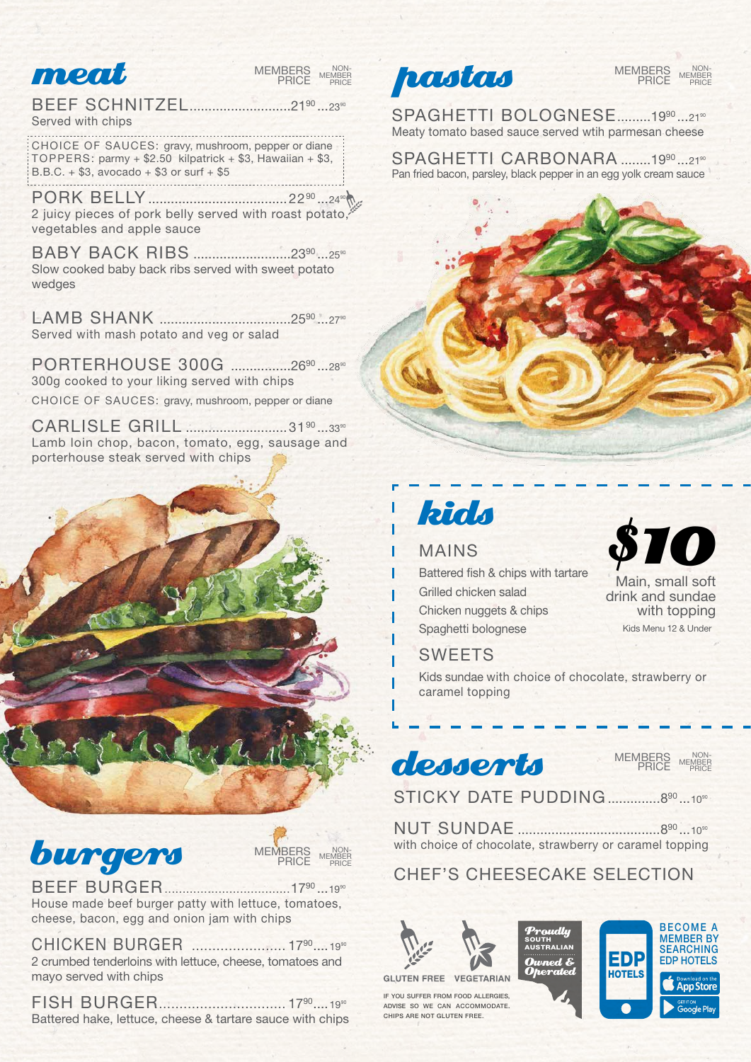# meat

MEMBERS PRICE | NON-MEMBER PRICE

**BEEF SCHNITZEL** ........................... 21.90 ... 23.90
Served with chips

CHOICE OF SAUCES: gravy, mushroom, pepper or diane
TOPPERS: parmy + $2.50 kilpatrick + $3, Hawaiian + $3, B.B.C. + $3, avocado + $3 or surf + $5

**PORK BELLY** ..................................... 22.90 ... 24.90
2 juicy pieces of pork belly served with roast potato, vegetables and apple sauce

**BABY BACK RIBS** .......................... 23.90 ... 25.90
Slow cooked baby back ribs served with sweet potato wedges

**LAMB SHANK** .................................... 25.90 ... 27.90
Served with mash potato and veg or salad

**PORTERHOUSE 300G** ................ 26.90 ... 28.90
300g cooked to your liking served with chips
CHOICE OF SAUCES: gravy, mushroom, pepper or diane

**CARLISLE GRILL** ........................... 31.90 ... 33.90
Lamb loin chop, bacon, tomato, egg, sausage and porterhouse steak served with chips

# burgers

MEMBERS PRICE | NON-MEMBER PRICE

**BEEF BURGER** .................................. 17.90 ... 19.90
House made beef burger patty with lettuce, tomatoes, cheese, bacon, egg and onion jam with chips

**CHICKEN BURGER** ....................... 17.90 .... 19.90
2 crumbed tenderloins with lettuce, cheese, tomatoes and mayo served with chips

**FISH BURGER** ............................... 17.90 .... 19.90
Battered hake, lettuce, cheese & tartare sauce with chips

# pastas

MEMBERS PRICE | NON-MEMBER PRICE

**SPAGHETTI BOLOGNESE** ......... 19.90 ... 21.90
Meaty tomato based sauce served wtih parmesan cheese

**SPAGHETTI CARBONARA** ........ 19.90 ... 21.90
Pan fried bacon, parsley, black pepper in an egg yolk cream sauce

# kids

## MAINS

- Battered fish & chips with tartare
- Grilled chicken salad
- Chicken nuggets & chips
- Spaghetti bolognese

**$10**
Main, small soft drink and sundae with topping
Kids Menu 12 & Under

## SWEETS

Kids sundae with choice of chocolate, strawberry or caramel topping

# desserts

MEMBERS PRICE | NON-MEMBER PRICE

**STICKY DATE PUDDING** .............. 8.90 ... 10.90

**NUT SUNDAE** ...................................... 8.90 ... 10.90
with choice of chocolate, strawberry or caramel topping

**CHEF'S CHEESECAKE SELECTION**

GLUTEN FREE VEGETARIAN

IF YOU SUFFER FROM FOOD ALLERGIES, ADVISE SO WE CAN ACCOMMODATE. CHIPS ARE NOT GLUTEN FREE.

Proudly SOUTH AUSTRALIAN Owned & Operated

EDP HOTELS

BECOME A MEMBER BY SEARCHING EDP HOTELS

Download on the App Store
GET IT ON Google Play